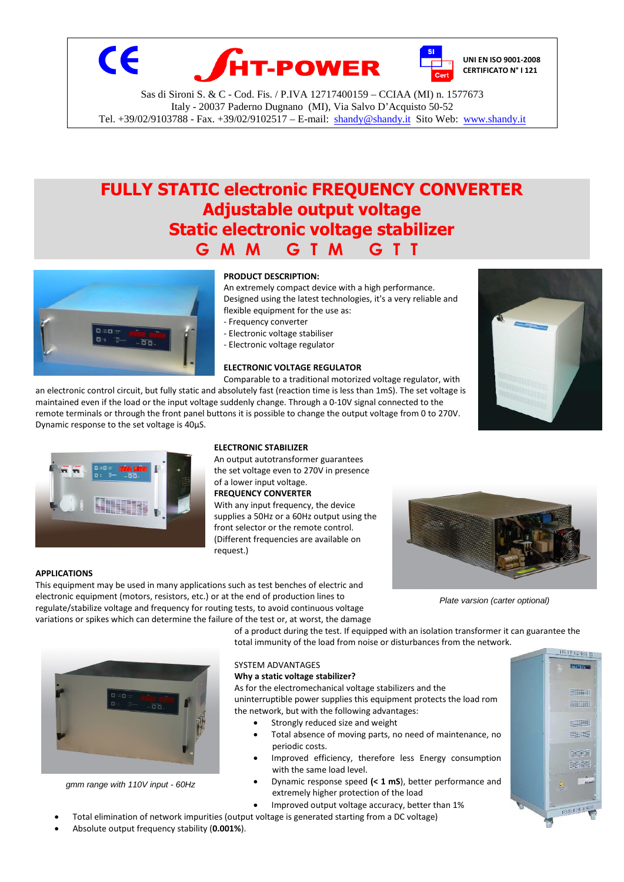SHT-POWER

UNI EN ISO 9001-2008
CERTIFICATO N° I 121

Sas di Sironi S. & C - Cod. Fis. / P.IVA 12717400159 – CCIAA (MI) n. 1577673
Italy - 20037 Paderno Dugnano (MI), Via Salvo D'Acquisto 50-52
Tel. +39/02/9103788 - Fax. +39/02/9102517 – E-mail: shandy@shandy.it Sito Web: www.shandy.it

# FULLY STATIC electronic FREQUENCY CONVERTER
# Adjustable output voltage
# Static electronic voltage stabilizer
# G M M G T M G T T

**PRODUCT DESCRIPTION:**

An extremely compact device with a high performance.
Designed using the latest technologies, it's a very reliable and flexible equipment for the use as:

- Frequency converter
- Electronic voltage stabiliser
- Electronic voltage regulator

**ELECTRONIC VOLTAGE REGULATOR**

Comparable to a traditional motorized voltage regulator, with an electronic control circuit, but fully static and absolutely fast (reaction time is less than 1mS). The set voltage is maintained even if the load or the input voltage suddenly change. Through a 0-10V signal connected to the remote terminals or through the front panel buttons it is possible to change the output voltage from 0 to 270V. Dynamic response to the set voltage is 40µS.

**ELECTRONIC STABILIZER**

An output autotransformer guarantees the set voltage even to 270V in presence of a lower input voltage.

**FREQUENCY CONVERTER**

With any input frequency, the device supplies a 50Hz or a 60Hz output using the front selector or the remote control. (Different frequencies are available on request.)

*Plate varsion (carter optional)*

**APPLICATIONS**

This equipment may be used in many applications such as test benches of electric and electronic equipment (motors, resistors, etc.) or at the end of production lines to regulate/stabilize voltage and frequency for routing tests, to avoid continuous voltage variations or spikes which can determine the failure of the test or, at worst, the damage of a product during the test. If equipped with an isolation transformer it can guarantee the total immunity of the load from noise or disturbances from the network.

*gmm range with 110V input - 60Hz*

SYSTEM ADVANTAGES

**Why a static voltage stabilizer?**

As for the electromechanical voltage stabilizers and the uninterruptible power supplies this equipment protects the load rom the network, but with the following advantages:

- Strongly reduced size and weight
- Total absence of moving parts, no need of maintenance, no periodic costs.
- Improved efficiency, therefore less Energy consumption with the same load level.
- Dynamic response speed **(< 1 mS)**, better performance and extremely higher protection of the load
- Improved output voltage accuracy, better than 1%
- Total elimination of network impurities (output voltage is generated starting from a DC voltage)
- Absolute output frequency stability (**0.001%**).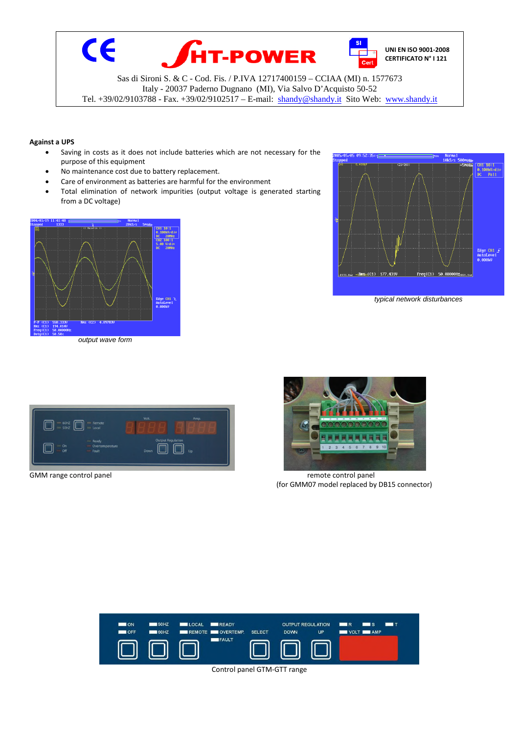## Against a UPS

- Saving in costs as it does not include batteries which are not necessary for the purpose of this equipment
- No maintenance cost due to battery replacement.
- Care of environment as batteries are harmful for the environment
- Total elimination of network impurities (output voltage is generated starting from a DC voltage)

*output wave form*

*typical network disturbances*

GMM range control panel

remote control panel
(for GMM07 model replaced by DB15 connector)

Control panel GTM-GTT range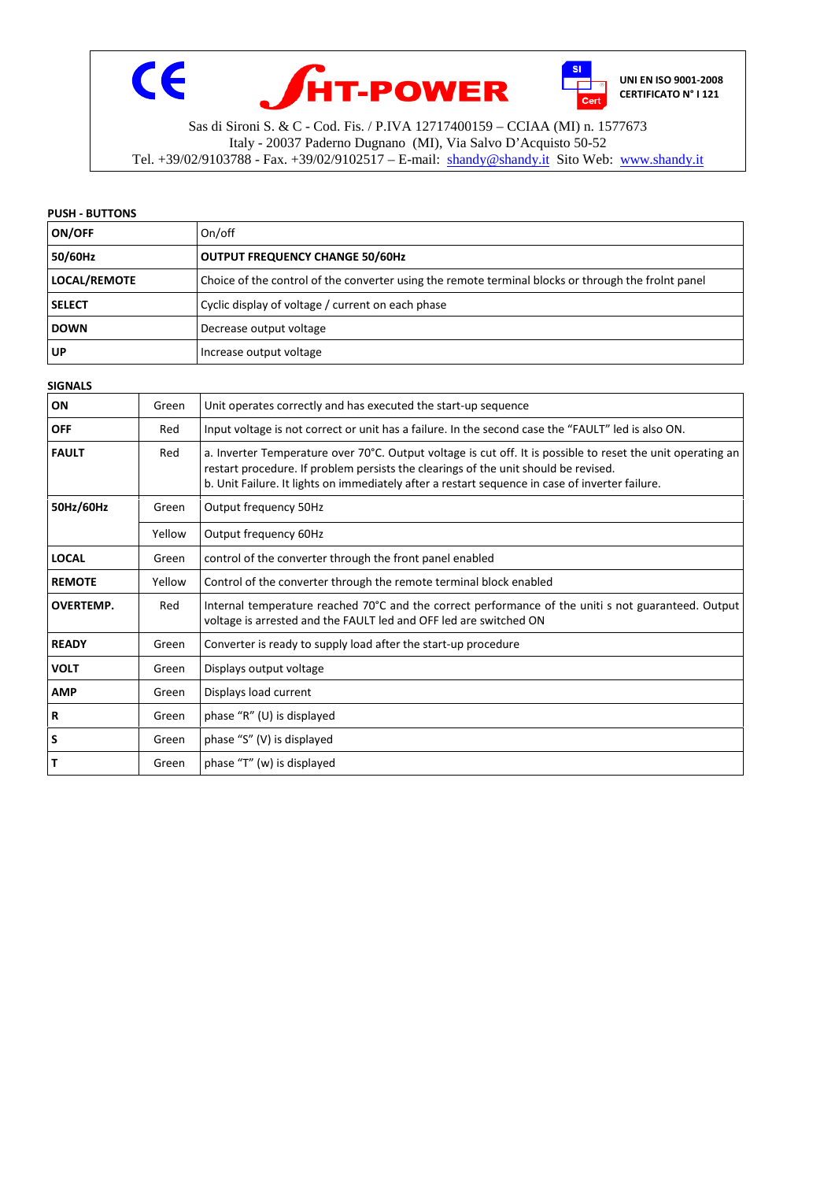**PUSH - BUTTONS**

| **ON/OFF** | On/off |
|---|---|
| **50/60Hz** | **OUTPUT FREQUENCY CHANGE 50/60Hz** |
| **LOCAL/REMOTE** | Choice of the control of the converter using the remote terminal blocks or through the frolnt panel |
| **SELECT** | Cyclic display of voltage / current on each phase |
| **DOWN** | Decrease output voltage |
| **UP** | Increase output voltage |

**SIGNALS**

| **ON** | Green | Unit operates correctly and has executed the start-up sequence |
|---|---|---|
| **OFF** | Red | Input voltage is not correct or unit has a failure. In the second case the "FAULT" led is also ON. |
| **FAULT** | Red | a. Inverter Temperature over 70°C. Output voltage is cut off. It is possible to reset the unit operating an restart procedure. If problem persists the clearings of the unit should be revised.<br>b. Unit Failure. It lights on immediately after a restart sequence in case of inverter failure. |
| **50Hz/60Hz** | Green | Output frequency 50Hz |
| | Yellow | Output frequency 60Hz |
| **LOCAL** | Green | control of the converter through the front panel enabled |
| **REMOTE** | Yellow | Control of the converter through the remote terminal block enabled |
| **OVERTEMP.** | Red | Internal temperature reached 70°C and the correct performance of the uniti s not guaranteed. Output voltage is arrested and the FAULT led and OFF led are switched ON |
| **READY** | Green | Converter is ready to supply load after the start-up procedure |
| **VOLT** | Green | Displays output voltage |
| **AMP** | Green | Displays load current |
| **R** | Green | phase "R" (U) is displayed |
| **S** | Green | phase "S" (V) is displayed |
| **T** | Green | phase "T" (w) is displayed |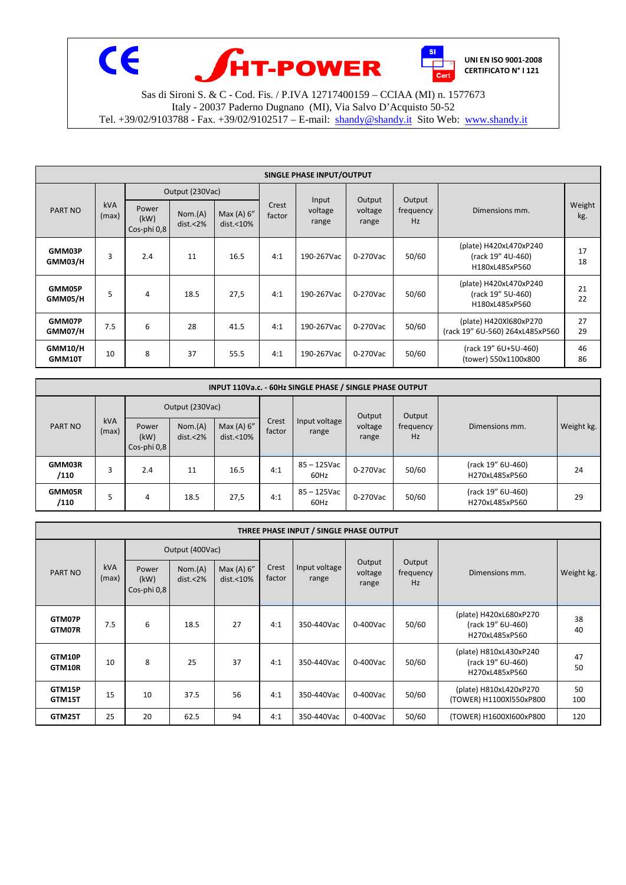CE **HT-POWER** SI Cert **UNI EN ISO 9001-2008 CERTIFICATO N° I 121**

Sas di Sironi S. & C - Cod. Fis. / P.IVA 12717400159 – CCIAA (MI) n. 1577673
Italy - 20037 Paderno Dugnano (MI), Via Salvo D'Acquisto 50-52
Tel. +39/02/9103788 - Fax. +39/02/9102517 – E-mail: shandy@shandy.it Sito Web: www.shandy.it

**SINGLE PHASE INPUT/OUTPUT**

| PART NO | kVA (max) | Output (230Vac) | | | Crest factor | Input voltage range | Output voltage range | Output frequency Hz | Dimensions mm. | Weight kg. |
|---|---|---|---|---|---|---|---|---|---|---|
| | | Power (kW) Cos-phi 0,8 | Nom.(A) dist.<2% | Max (A) 6" dist.<10% | | | | | | |
| **GMM03P GMM03/H** | 3 | 2.4 | 11 | 16.5 | 4:1 | 190-267Vac | 0-270Vac | 50/60 | (plate) H420xL470xP240 (rack 19" 4U-460) H180xL485xP560 | 17 18 |
| **GMM05P GMM05/H** | 5 | 4 | 18.5 | 27,5 | 4:1 | 190-267Vac | 0-270Vac | 50/60 | (plate) H420xL470xP240 (rack 19" 5U-460) H180xL485xP560 | 21 22 |
| **GMM07P GMM07/H** | 7.5 | 6 | 28 | 41.5 | 4:1 | 190-267Vac | 0-270Vac | 50/60 | (plate) H420xl680xP270 (rack 19" 6U-560) 264xL485xP560 | 27 29 |
| **GMM10/H GMM10T** | 10 | 8 | 37 | 55.5 | 4:1 | 190-267Vac | 0-270Vac | 50/60 | (rack 19" 6U+5U-460) (tower) 550x1100x800 | 46 86 |

**INPUT 110Va.c. - 60Hz SINGLE PHASE / SINGLE PHASE OUTPUT**

| PART NO | kVA (max) | Output (230Vac) | | | Crest factor | Input voltage range | Output voltage range | Output frequency Hz | Dimensions mm. | Weight kg. |
|---|---|---|---|---|---|---|---|---|---|---|
| | | Power (kW) Cos-phi 0,8 | Nom.(A) dist.<2% | Max (A) 6" dist.<10% | | | | | | |
| **GMM03R /110** | 3 | 2.4 | 11 | 16.5 | 4:1 | 85 – 125Vac 60Hz | 0-270Vac | 50/60 | (rack 19" 6U-460) H270xL485xP560 | 24 |
| **GMM05R /110** | 5 | 4 | 18.5 | 27,5 | 4:1 | 85 – 125Vac 60Hz | 0-270Vac | 50/60 | (rack 19" 6U-460) H270xL485xP560 | 29 |

**THREE PHASE INPUT / SINGLE PHASE OUTPUT**

| PART NO | kVA (max) | Output (400Vac) | | | Crest factor | Input voltage range | Output voltage range | Output frequency Hz | Dimensions mm. | Weight kg. |
|---|---|---|---|---|---|---|---|---|---|---|
| | | Power (kW) Cos-phi 0,8 | Nom.(A) dist.<2% | Max (A) 6" dist.<10% | | | | | | |
| **GTM07P GTM07R** | 7.5 | 6 | 18.5 | 27 | 4:1 | 350-440Vac | 0-400Vac | 50/60 | (plate) H420xL680xP270 (rack 19" 6U-460) H270xL485xP560 | 38 40 |
| **GTM10P GTM10R** | 10 | 8 | 25 | 37 | 4:1 | 350-440Vac | 0-400Vac | 50/60 | (plate) H810xL430xP240 (rack 19" 6U-460) H270xL485xP560 | 47 50 |
| **GTM15P GTM15T** | 15 | 10 | 37.5 | 56 | 4:1 | 350-440Vac | 0-400Vac | 50/60 | (plate) H810xL420xP270 (TOWER) H1100Xl550xP800 | 50 100 |
| **GTM25T** | 25 | 20 | 62.5 | 94 | 4:1 | 350-440Vac | 0-400Vac | 50/60 | (TOWER) H1600Xl600xP800 | 120 |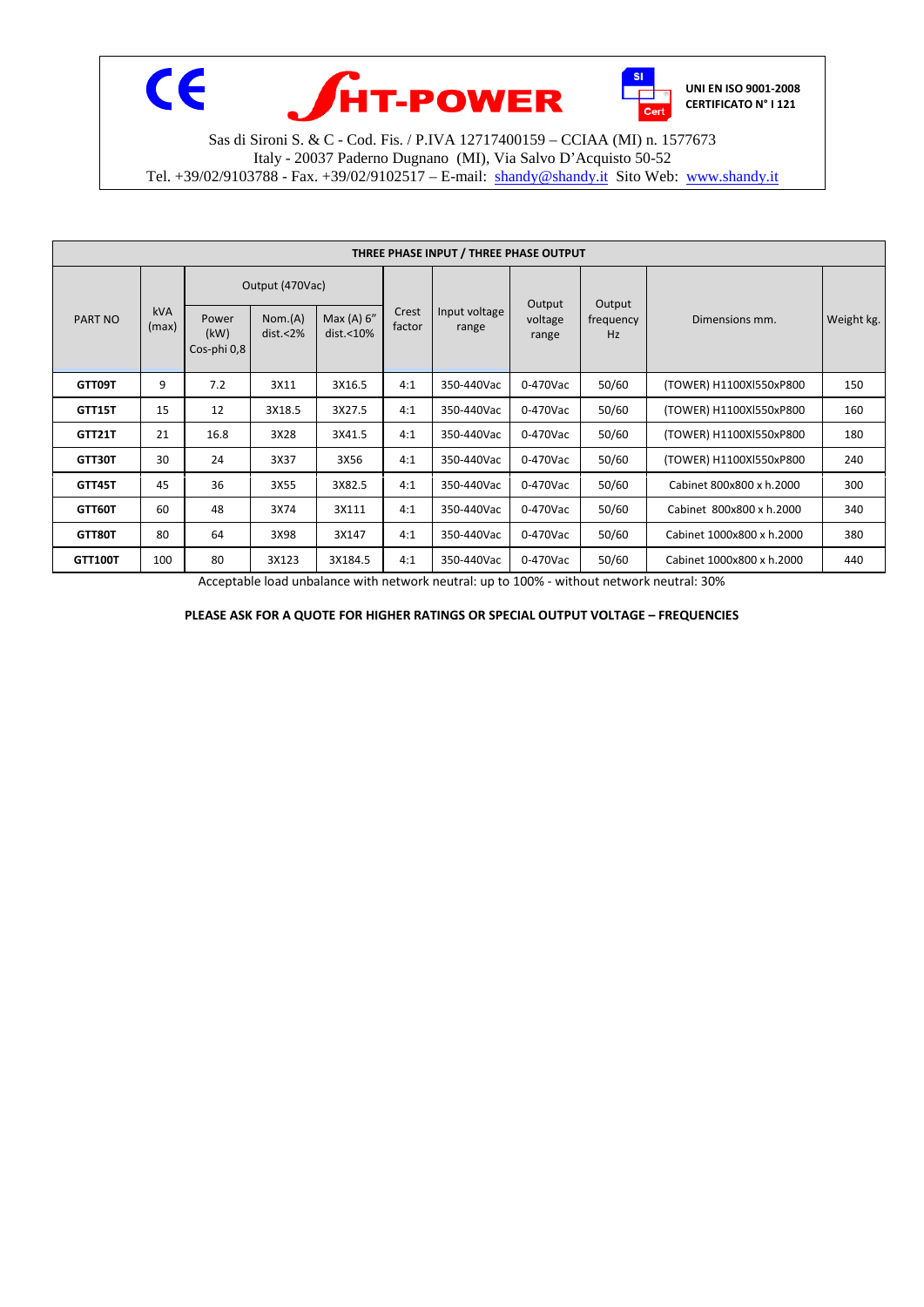CE **HT-POWER**

**UNI EN ISO 9001-2008**
**CERTIFICATO N° I 121**

Sas di Sironi S. & C - Cod. Fis. / P.IVA 12717400159 – CCIAA (MI) n. 1577673
Italy - 20037 Paderno Dugnano (MI), Via Salvo D'Acquisto 50-52
Tel. +39/02/9103788 - Fax. +39/02/9102517 – E-mail: shandy@shandy.it Sito Web: www.shandy.it

**THREE PHASE INPUT / THREE PHASE OUTPUT**

| PART NO | kVA (max) | Output (470Vac) | | | Crest factor | Input voltage range | Output voltage range | Output frequency Hz | Dimensions mm. | Weight kg. |
|---|---|---|---|---|---|---|---|---|---|---|
| | | Power (kW) Cos-phi 0,8 | Nom.(A) dist.<2% | Max (A) 6" dist.<10% | | | | | | |
| **GTT09T** | 9 | 7.2 | 3X11 | 3X16.5 | 4:1 | 350-440Vac | 0-470Vac | 50/60 | (TOWER) H1100Xl550xP800 | 150 |
| **GTT15T** | 15 | 12 | 3X18.5 | 3X27.5 | 4:1 | 350-440Vac | 0-470Vac | 50/60 | (TOWER) H1100Xl550xP800 | 160 |
| **GTT21T** | 21 | 16.8 | 3X28 | 3X41.5 | 4:1 | 350-440Vac | 0-470Vac | 50/60 | (TOWER) H1100Xl550xP800 | 180 |
| **GTT30T** | 30 | 24 | 3X37 | 3X56 | 4:1 | 350-440Vac | 0-470Vac | 50/60 | (TOWER) H1100Xl550xP800 | 240 |
| **GTT45T** | 45 | 36 | 3X55 | 3X82.5 | 4:1 | 350-440Vac | 0-470Vac | 50/60 | Cabinet 800x800 x h.2000 | 300 |
| **GTT60T** | 60 | 48 | 3X74 | 3X111 | 4:1 | 350-440Vac | 0-470Vac | 50/60 | Cabinet 800x800 x h.2000 | 340 |
| **GTT80T** | 80 | 64 | 3X98 | 3X147 | 4:1 | 350-440Vac | 0-470Vac | 50/60 | Cabinet 1000x800 x h.2000 | 380 |
| **GTT100T** | 100 | 80 | 3X123 | 3X184.5 | 4:1 | 350-440Vac | 0-470Vac | 50/60 | Cabinet 1000x800 x h.2000 | 440 |

Acceptable load unbalance with network neutral: up to 100% - without network neutral: 30%

**PLEASE ASK FOR A QUOTE FOR HIGHER RATINGS OR SPECIAL OUTPUT VOLTAGE – FREQUENCIES**